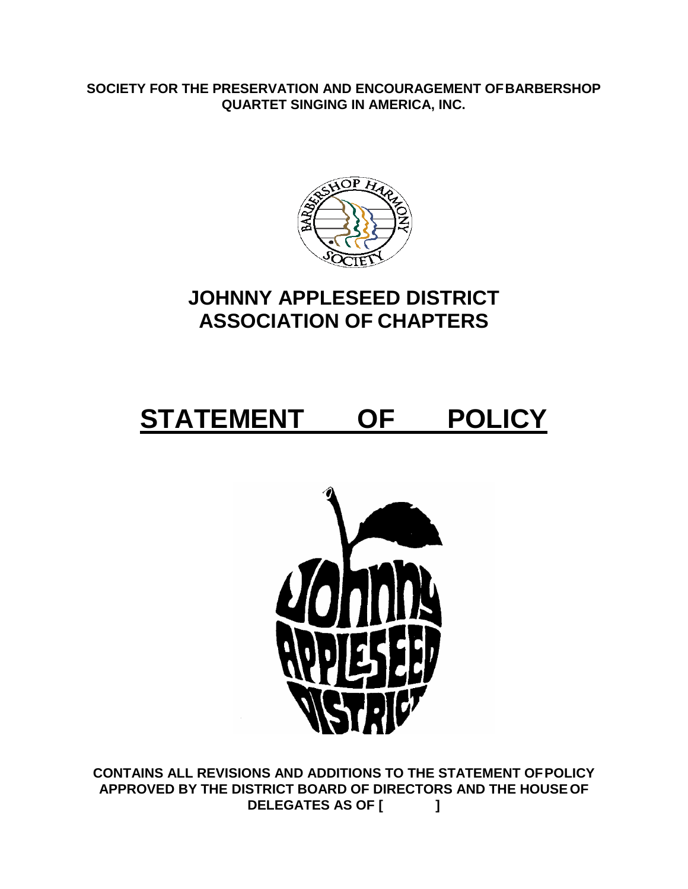**SOCIETY FOR THE PRESERVATION AND ENCOURAGEMENT OF BARBERSHOP QUARTET SINGING IN AMERICA, INC.**

# JOHNNY APPLESEED DISTRICT ASSOCIATION OF CHAPTERS

# STATEMENT OF POLICY

**CONTAINS ALL REVISIONS AND ADDITIONS TO THE STATEMENT OF POLICY APPROVED BY THE DISTRICT BOARD OF DIRECTORS AND THE HOUSE OF DELEGATES AS OF [ ]**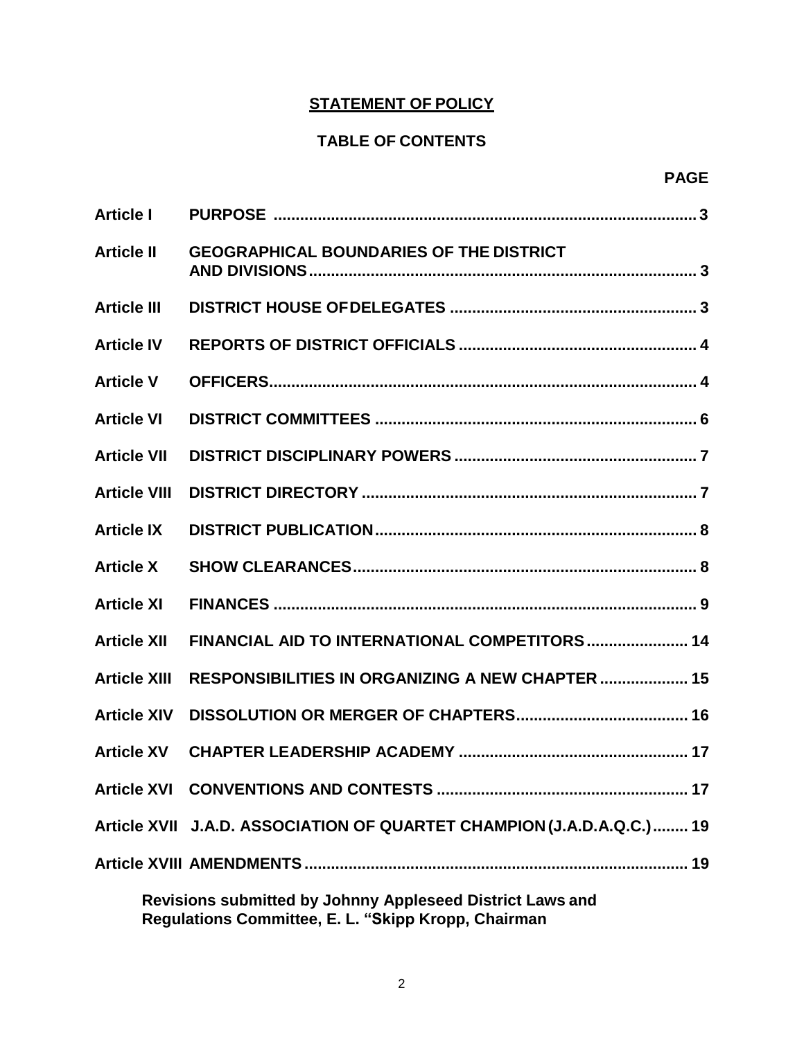# STATEMENT OF POLICY

## TABLE OF CONTENTS

| | | PAGE |
|---|---|---|
| **Article I** | **PURPOSE** | **3** |
| **Article II** | **GEOGRAPHICAL BOUNDARIES OF THE DISTRICT AND DIVISIONS** | **3** |
| **Article III** | **DISTRICT HOUSE OF DELEGATES** | **3** |
| **Article IV** | **REPORTS OF DISTRICT OFFICIALS** | **4** |
| **Article V** | **OFFICERS** | **4** |
| **Article VI** | **DISTRICT COMMITTEES** | **6** |
| **Article VII** | **DISTRICT DISCIPLINARY POWERS** | **7** |
| **Article VIII** | **DISTRICT DIRECTORY** | **7** |
| **Article IX** | **DISTRICT PUBLICATION** | **8** |
| **Article X** | **SHOW CLEARANCES** | **8** |
| **Article XI** | **FINANCES** | **9** |
| **Article XII** | **FINANCIAL AID TO INTERNATIONAL COMPETITORS** | **14** |
| **Article XIII** | **RESPONSIBILITIES IN ORGANIZING A NEW CHAPTER** | **15** |
| **Article XIV** | **DISSOLUTION OR MERGER OF CHAPTERS** | **16** |
| **Article XV** | **CHAPTER LEADERSHIP ACADEMY** | **17** |
| **Article XVI** | **CONVENTIONS AND CONTESTS** | **17** |
| **Article XVII** | **J.A.D. ASSOCIATION OF QUARTET CHAMPION (J.A.D.A.Q.C.)** | **19** |
| **Article XVIII** | **AMENDMENTS** | **19** |

**Revisions submitted by Johnny Appleseed District Laws and Regulations Committee, E. L. "Skipp Kropp, Chairman**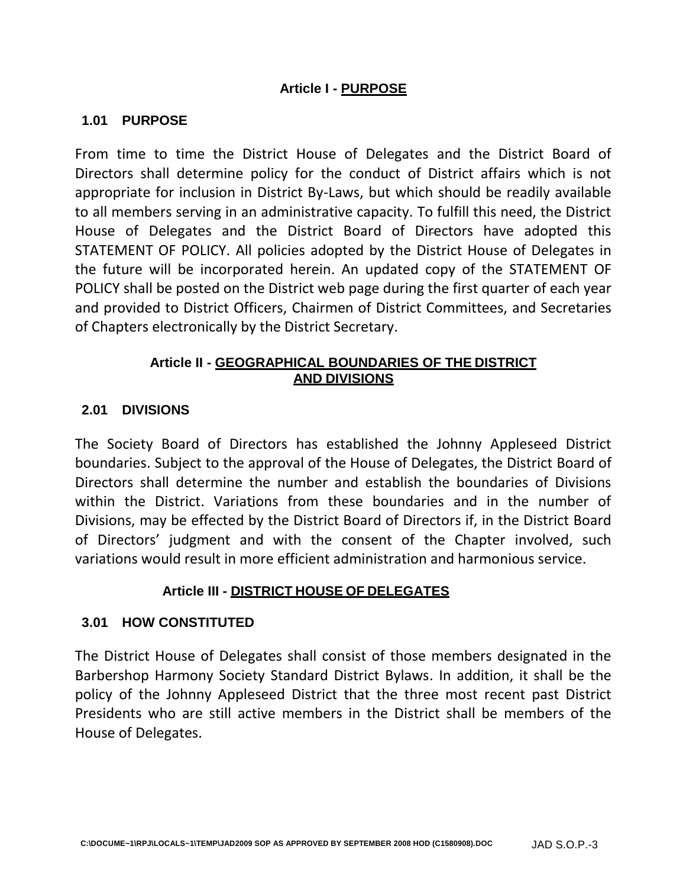## Article I - PURPOSE

### 1.01 PURPOSE

From time to time the District House of Delegates and the District Board of Directors shall determine policy for the conduct of District affairs which is not appropriate for inclusion in District By-Laws, but which should be readily available to all members serving in an administrative capacity. To fulfill this need, the District House of Delegates and the District Board of Directors have adopted this STATEMENT OF POLICY. All policies adopted by the District House of Delegates in the future will be incorporated herein. An updated copy of the STATEMENT OF POLICY shall be posted on the District web page during the first quarter of each year and provided to District Officers, Chairmen of District Committees, and Secretaries of Chapters electronically by the District Secretary.

## Article II - GEOGRAPHICAL BOUNDARIES OF THE DISTRICT AND DIVISIONS

### 2.01 DIVISIONS

The Society Board of Directors has established the Johnny Appleseed District boundaries. Subject to the approval of the House of Delegates, the District Board of Directors shall determine the number and establish the boundaries of Divisions within the District. Variations from these boundaries and in the number of Divisions, may be effected by the District Board of Directors if, in the District Board of Directors' judgment and with the consent of the Chapter involved, such variations would result in more efficient administration and harmonious service.

## Article III - DISTRICT HOUSE OF DELEGATES

### 3.01 HOW CONSTITUTED

The District House of Delegates shall consist of those members designated in the Barbershop Harmony Society Standard District Bylaws. In addition, it shall be the policy of the Johnny Appleseed District that the three most recent past District Presidents who are still active members in the District shall be members of the House of Delegates.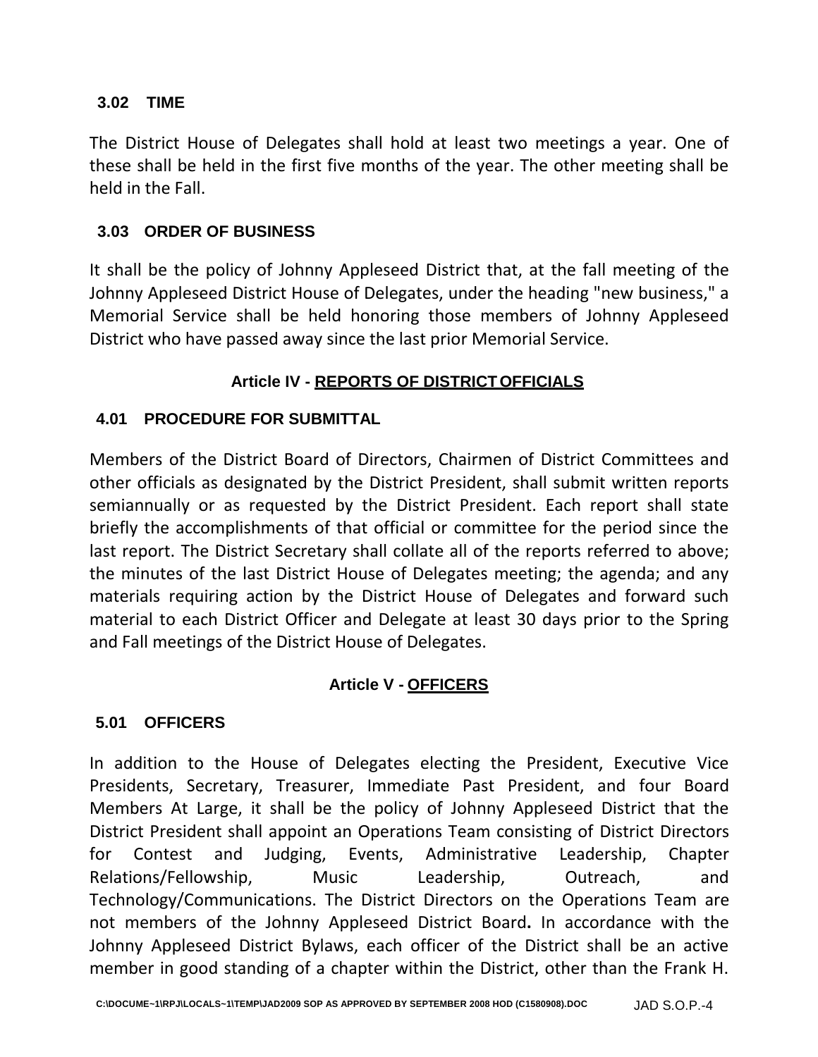### 3.02 TIME

The District House of Delegates shall hold at least two meetings a year. One of these shall be held in the first five months of the year. The other meeting shall be held in the Fall.

### 3.03 ORDER OF BUSINESS

It shall be the policy of Johnny Appleseed District that, at the fall meeting of the Johnny Appleseed District House of Delegates, under the heading "new business," a Memorial Service shall be held honoring those members of Johnny Appleseed District who have passed away since the last prior Memorial Service.

## Article IV - REPORTS OF DISTRICT OFFICIALS

### 4.01 PROCEDURE FOR SUBMITTAL

Members of the District Board of Directors, Chairmen of District Committees and other officials as designated by the District President, shall submit written reports semiannually or as requested by the District President. Each report shall state briefly the accomplishments of that official or committee for the period since the last report. The District Secretary shall collate all of the reports referred to above; the minutes of the last District House of Delegates meeting; the agenda; and any materials requiring action by the District House of Delegates and forward such material to each District Officer and Delegate at least 30 days prior to the Spring and Fall meetings of the District House of Delegates.

## Article V - OFFICERS

### 5.01 OFFICERS

In addition to the House of Delegates electing the President, Executive Vice Presidents, Secretary, Treasurer, Immediate Past President, and four Board Members At Large, it shall be the policy of Johnny Appleseed District that the District President shall appoint an Operations Team consisting of District Directors for Contest and Judging, Events, Administrative Leadership, Chapter Relations/Fellowship, Music Leadership, Outreach, and Technology/Communications. The District Directors on the Operations Team are not members of the Johnny Appleseed District Board**.** In accordance with the Johnny Appleseed District Bylaws, each officer of the District shall be an active member in good standing of a chapter within the District, other than the Frank H.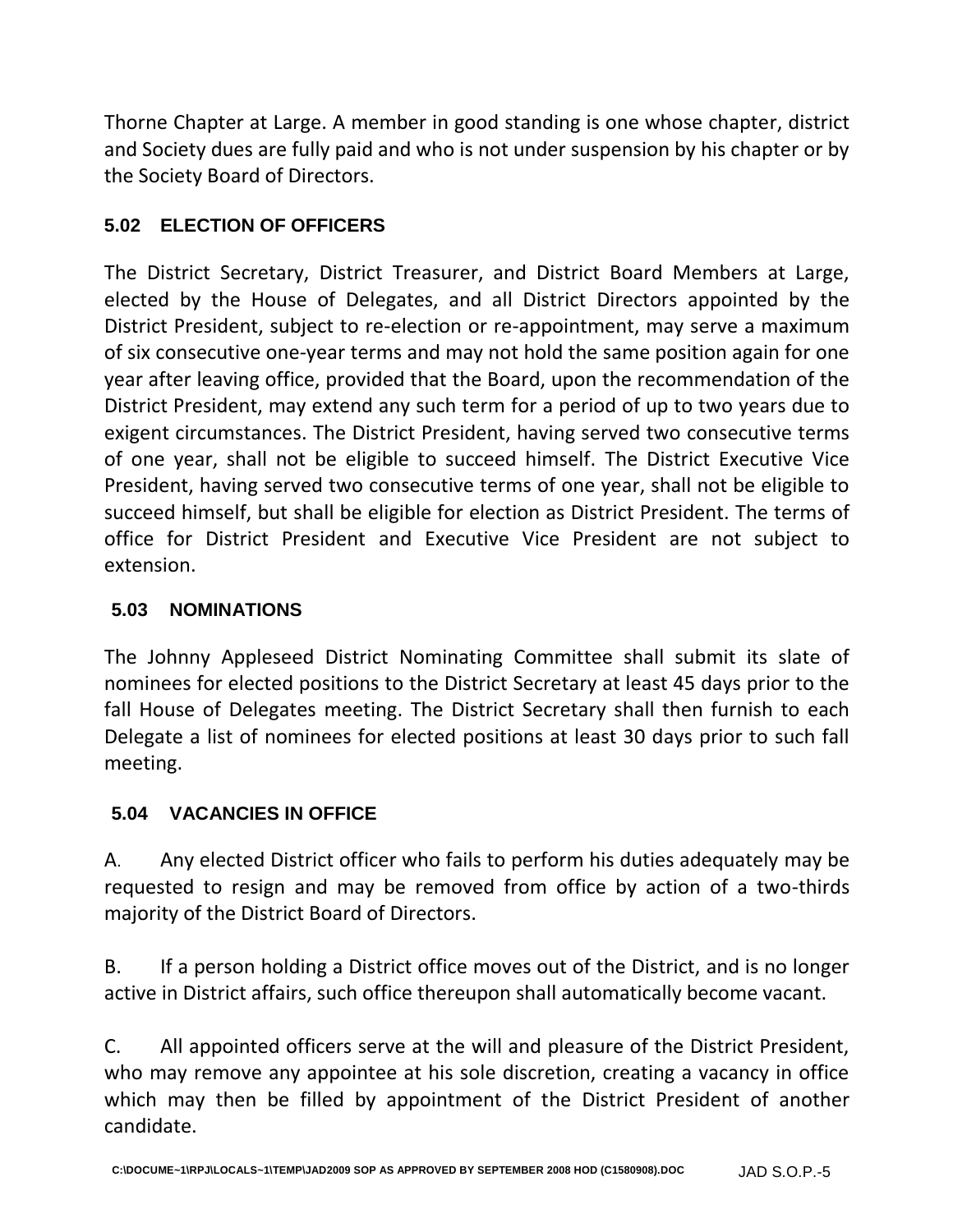Thorne Chapter at Large. A member in good standing is one whose chapter, district and Society dues are fully paid and who is not under suspension by his chapter or by the Society Board of Directors.

### 5.02 ELECTION OF OFFICERS

The District Secretary, District Treasurer, and District Board Members at Large, elected by the House of Delegates, and all District Directors appointed by the District President, subject to re-election or re-appointment, may serve a maximum of six consecutive one-year terms and may not hold the same position again for one year after leaving office, provided that the Board, upon the recommendation of the District President, may extend any such term for a period of up to two years due to exigent circumstances. The District President, having served two consecutive terms of one year, shall not be eligible to succeed himself. The District Executive Vice President, having served two consecutive terms of one year, shall not be eligible to succeed himself, but shall be eligible for election as District President. The terms of office for District President and Executive Vice President are not subject to extension.

### 5.03 NOMINATIONS

The Johnny Appleseed District Nominating Committee shall submit its slate of nominees for elected positions to the District Secretary at least 45 days prior to the fall House of Delegates meeting. The District Secretary shall then furnish to each Delegate a list of nominees for elected positions at least 30 days prior to such fall meeting.

### 5.04 VACANCIES IN OFFICE

A. Any elected District officer who fails to perform his duties adequately may be requested to resign and may be removed from office by action of a two-thirds majority of the District Board of Directors.

B. If a person holding a District office moves out of the District, and is no longer active in District affairs, such office thereupon shall automatically become vacant.

C. All appointed officers serve at the will and pleasure of the District President, who may remove any appointee at his sole discretion, creating a vacancy in office which may then be filled by appointment of the District President of another candidate.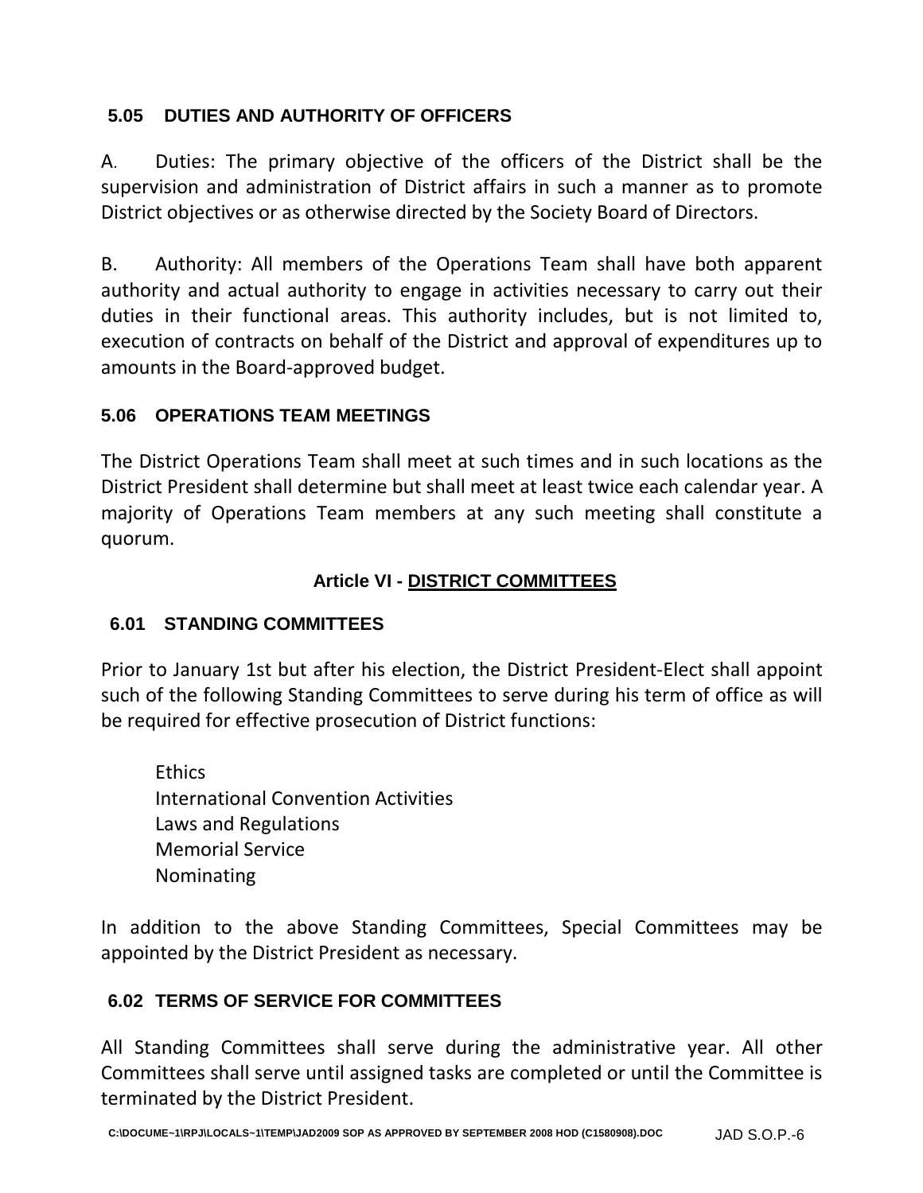### 5.05 DUTIES AND AUTHORITY OF OFFICERS

A. Duties: The primary objective of the officers of the District shall be the supervision and administration of District affairs in such a manner as to promote District objectives or as otherwise directed by the Society Board of Directors.

B. Authority: All members of the Operations Team shall have both apparent authority and actual authority to engage in activities necessary to carry out their duties in their functional areas. This authority includes, but is not limited to, execution of contracts on behalf of the District and approval of expenditures up to amounts in the Board-approved budget.

### 5.06 OPERATIONS TEAM MEETINGS

The District Operations Team shall meet at such times and in such locations as the District President shall determine but shall meet at least twice each calendar year. A majority of Operations Team members at any such meeting shall constitute a quorum.

## Article VI - DISTRICT COMMITTEES

### 6.01 STANDING COMMITTEES

Prior to January 1st but after his election, the District President-Elect shall appoint such of the following Standing Committees to serve during his term of office as will be required for effective prosecution of District functions:

Ethics
International Convention Activities
Laws and Regulations
Memorial Service
Nominating

In addition to the above Standing Committees, Special Committees may be appointed by the District President as necessary.

### 6.02 TERMS OF SERVICE FOR COMMITTEES

All Standing Committees shall serve during the administrative year. All other Committees shall serve until assigned tasks are completed or until the Committee is terminated by the District President.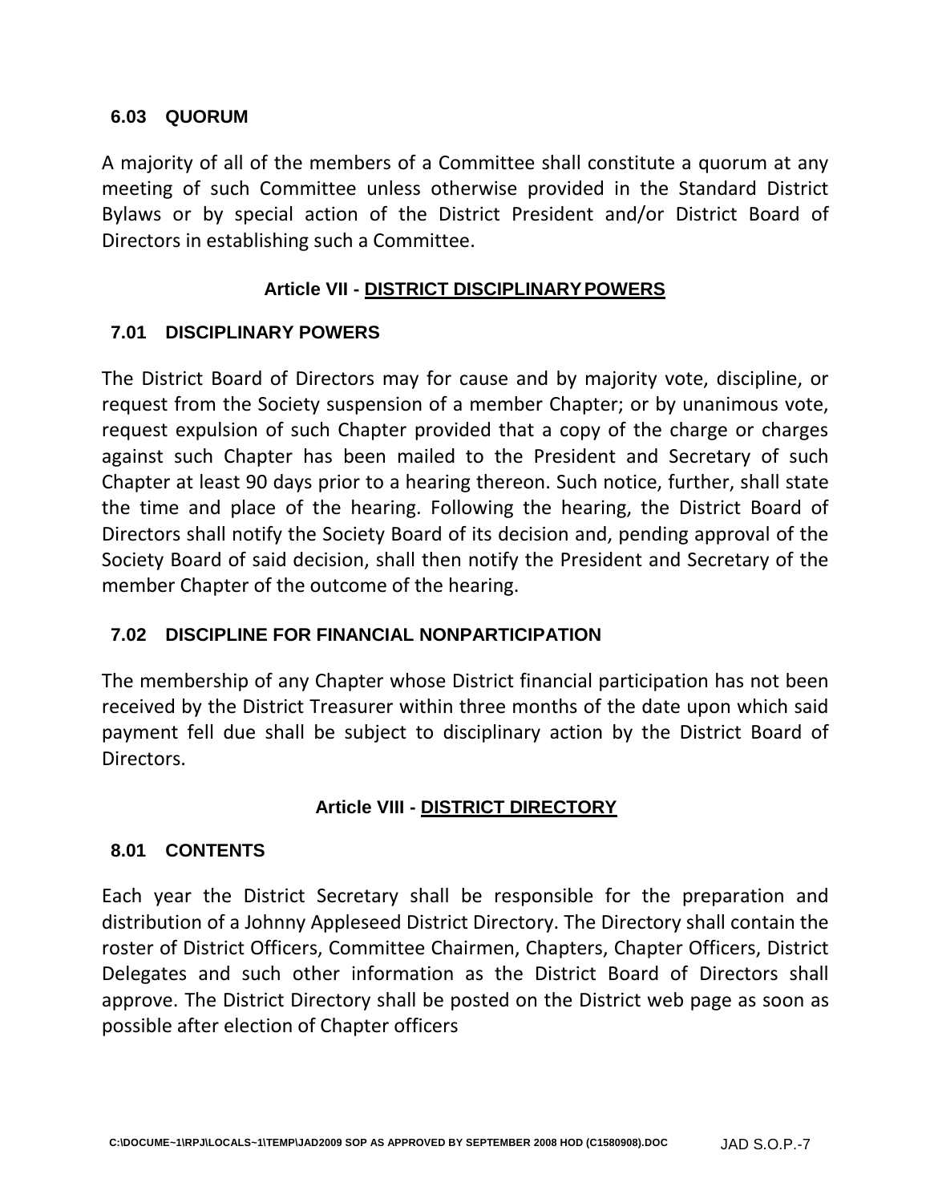### 6.03 QUORUM

A majority of all of the members of a Committee shall constitute a quorum at any meeting of such Committee unless otherwise provided in the Standard District Bylaws or by special action of the District President and/or District Board of Directors in establishing such a Committee.

## Article VII - <u>DISTRICT DISCIPLINARY POWERS</u>

### 7.01 DISCIPLINARY POWERS

The District Board of Directors may for cause and by majority vote, discipline, or request from the Society suspension of a member Chapter; or by unanimous vote, request expulsion of such Chapter provided that a copy of the charge or charges against such Chapter has been mailed to the President and Secretary of such Chapter at least 90 days prior to a hearing thereon. Such notice, further, shall state the time and place of the hearing. Following the hearing, the District Board of Directors shall notify the Society Board of its decision and, pending approval of the Society Board of said decision, shall then notify the President and Secretary of the member Chapter of the outcome of the hearing.

### 7.02 DISCIPLINE FOR FINANCIAL NONPARTICIPATION

The membership of any Chapter whose District financial participation has not been received by the District Treasurer within three months of the date upon which said payment fell due shall be subject to disciplinary action by the District Board of Directors.

## Article VIII - <u>DISTRICT DIRECTORY</u>

### 8.01 CONTENTS

Each year the District Secretary shall be responsible for the preparation and distribution of a Johnny Appleseed District Directory. The Directory shall contain the roster of District Officers, Committee Chairmen, Chapters, Chapter Officers, District Delegates and such other information as the District Board of Directors shall approve. The District Directory shall be posted on the District web page as soon as possible after election of Chapter officers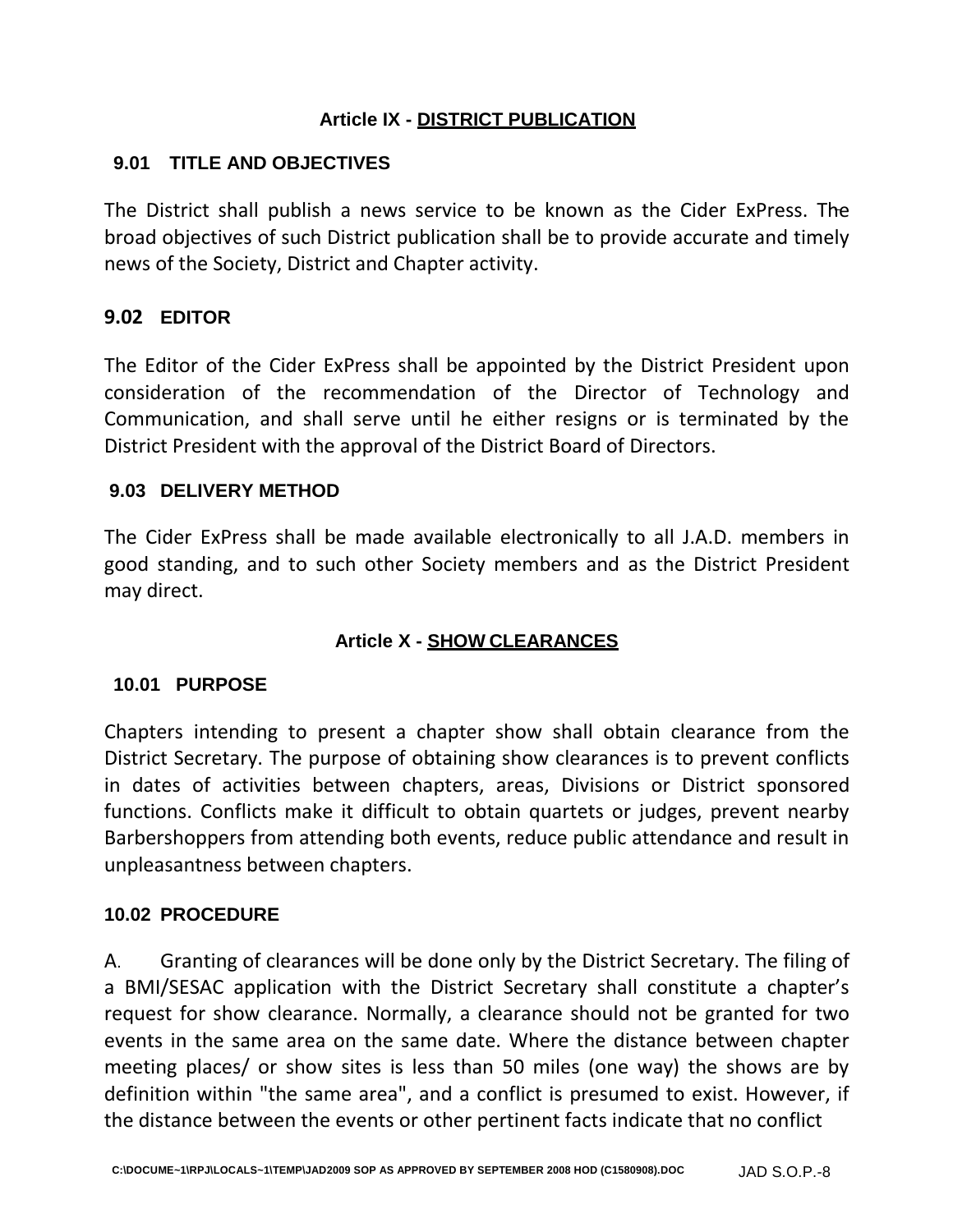## Article IX - DISTRICT PUBLICATION

### 9.01 TITLE AND OBJECTIVES

The District shall publish a news service to be known as the Cider ExPress. The broad objectives of such District publication shall be to provide accurate and timely news of the Society, District and Chapter activity.

### 9.02 EDITOR

The Editor of the Cider ExPress shall be appointed by the District President upon consideration of the recommendation of the Director of Technology and Communication, and shall serve until he either resigns or is terminated by the District President with the approval of the District Board of Directors.

### 9.03 DELIVERY METHOD

The Cider ExPress shall be made available electronically to all J.A.D. members in good standing, and to such other Society members and as the District President may direct.

## Article X - SHOW CLEARANCES

### 10.01 PURPOSE

Chapters intending to present a chapter show shall obtain clearance from the District Secretary. The purpose of obtaining show clearances is to prevent conflicts in dates of activities between chapters, areas, Divisions or District sponsored functions. Conflicts make it difficult to obtain quartets or judges, prevent nearby Barbershoppers from attending both events, reduce public attendance and result in unpleasantness between chapters.

### 10.02 PROCEDURE

A. Granting of clearances will be done only by the District Secretary. The filing of a BMI/SESAC application with the District Secretary shall constitute a chapter's request for show clearance. Normally, a clearance should not be granted for two events in the same area on the same date. Where the distance between chapter meeting places/ or show sites is less than 50 miles (one way) the shows are by definition within "the same area", and a conflict is presumed to exist. However, if the distance between the events or other pertinent facts indicate that no conflict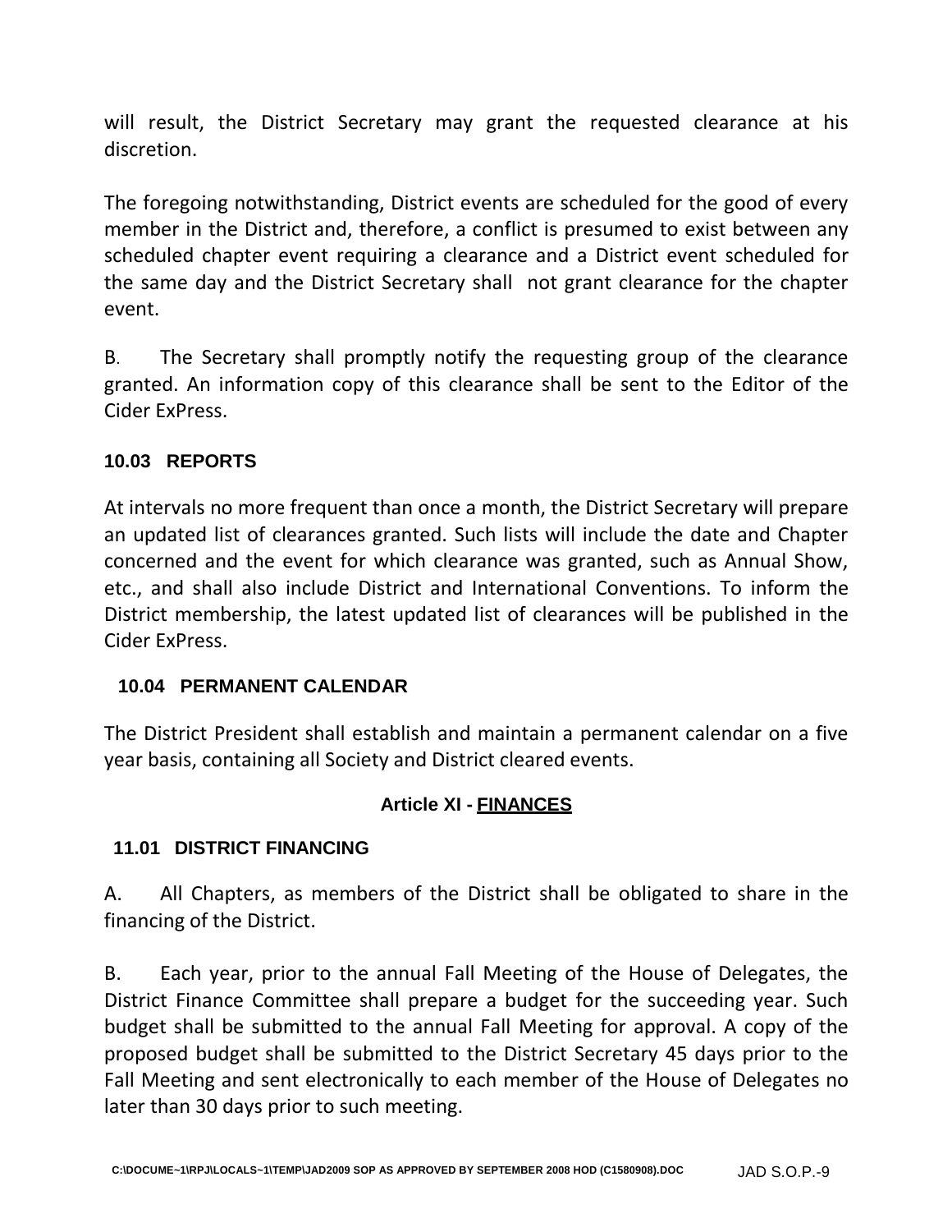will result, the District Secretary may grant the requested clearance at his discretion.

The foregoing notwithstanding, District events are scheduled for the good of every member in the District and, therefore, a conflict is presumed to exist between any scheduled chapter event requiring a clearance and a District event scheduled for the same day and the District Secretary shall not grant clearance for the chapter event.

B. The Secretary shall promptly notify the requesting group of the clearance granted. An information copy of this clearance shall be sent to the Editor of the Cider ExPress.

### 10.03 REPORTS

At intervals no more frequent than once a month, the District Secretary will prepare an updated list of clearances granted. Such lists will include the date and Chapter concerned and the event for which clearance was granted, such as Annual Show, etc., and shall also include District and International Conventions. To inform the District membership, the latest updated list of clearances will be published in the Cider ExPress.

### 10.04 PERMANENT CALENDAR

The District President shall establish and maintain a permanent calendar on a five year basis, containing all Society and District cleared events.

## Article XI - FINANCES

### 11.01 DISTRICT FINANCING

A. All Chapters, as members of the District shall be obligated to share in the financing of the District.

B. Each year, prior to the annual Fall Meeting of the House of Delegates, the District Finance Committee shall prepare a budget for the succeeding year. Such budget shall be submitted to the annual Fall Meeting for approval. A copy of the proposed budget shall be submitted to the District Secretary 45 days prior to the Fall Meeting and sent electronically to each member of the House of Delegates no later than 30 days prior to such meeting.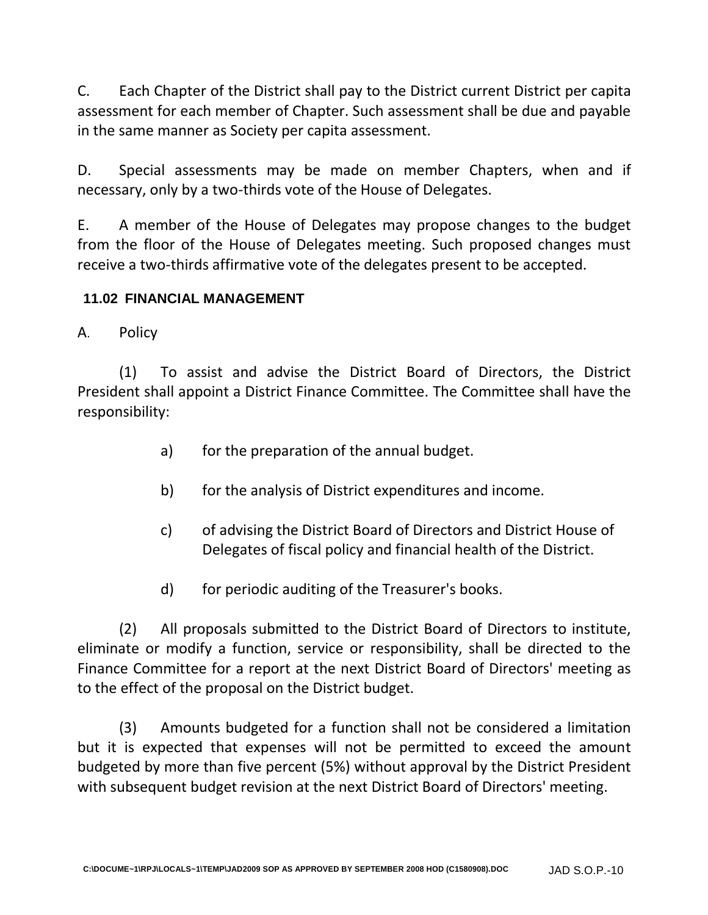C. Each Chapter of the District shall pay to the District current District per capita assessment for each member of Chapter. Such assessment shall be due and payable in the same manner as Society per capita assessment.

D. Special assessments may be made on member Chapters, when and if necessary, only by a two-thirds vote of the House of Delegates.

E. A member of the House of Delegates may propose changes to the budget from the floor of the House of Delegates meeting. Such proposed changes must receive a two-thirds affirmative vote of the delegates present to be accepted.

### 11.02 FINANCIAL MANAGEMENT

A. Policy

(1) To assist and advise the District Board of Directors, the District President shall appoint a District Finance Committee. The Committee shall have the responsibility:

a) for the preparation of the annual budget.

b) for the analysis of District expenditures and income.

c) of advising the District Board of Directors and District House of Delegates of fiscal policy and financial health of the District.

d) for periodic auditing of the Treasurer's books.

(2) All proposals submitted to the District Board of Directors to institute, eliminate or modify a function, service or responsibility, shall be directed to the Finance Committee for a report at the next District Board of Directors' meeting as to the effect of the proposal on the District budget.

(3) Amounts budgeted for a function shall not be considered a limitation but it is expected that expenses will not be permitted to exceed the amount budgeted by more than five percent (5%) without approval by the District President with subsequent budget revision at the next District Board of Directors' meeting.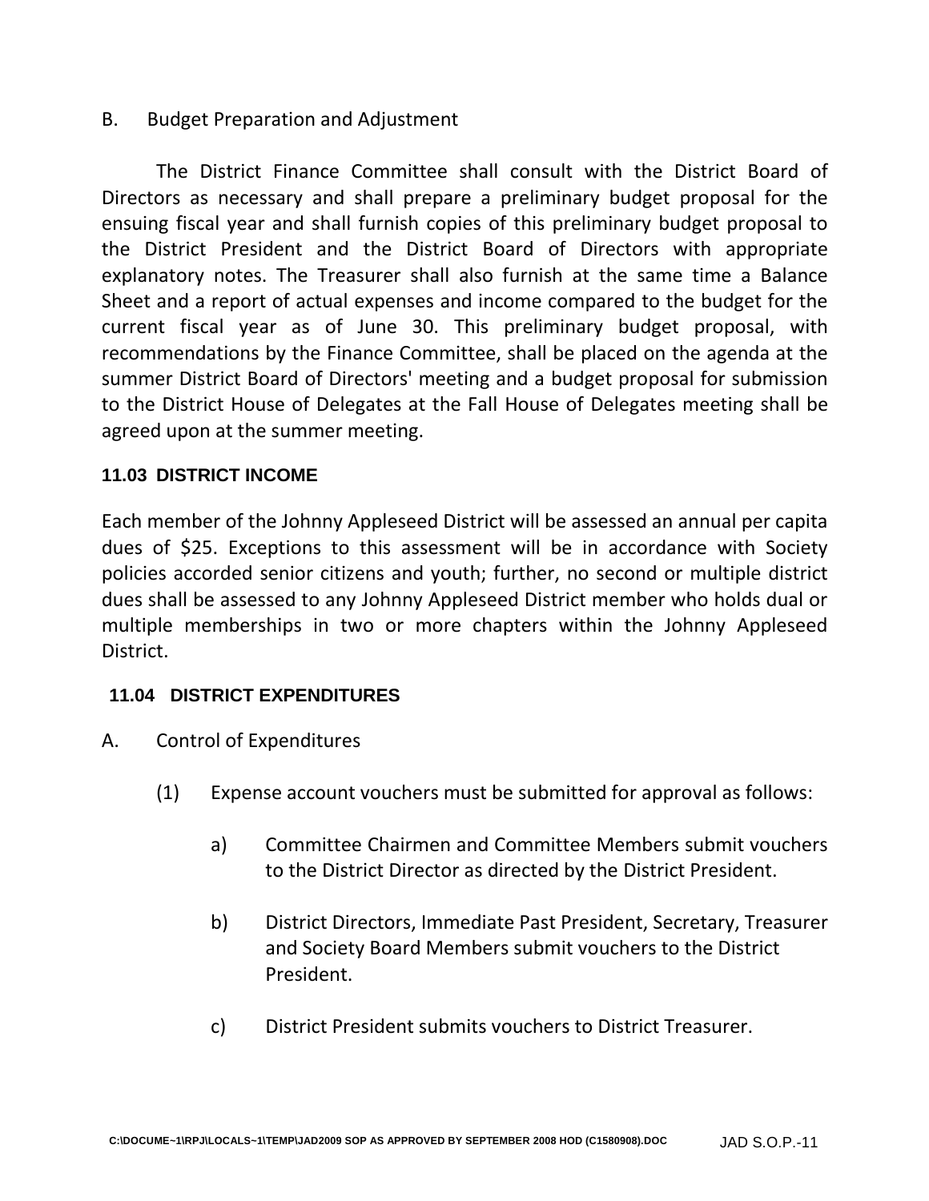B. Budget Preparation and Adjustment

The District Finance Committee shall consult with the District Board of Directors as necessary and shall prepare a preliminary budget proposal for the ensuing fiscal year and shall furnish copies of this preliminary budget proposal to the District President and the District Board of Directors with appropriate explanatory notes. The Treasurer shall also furnish at the same time a Balance Sheet and a report of actual expenses and income compared to the budget for the current fiscal year as of June 30. This preliminary budget proposal, with recommendations by the Finance Committee, shall be placed on the agenda at the summer District Board of Directors' meeting and a budget proposal for submission to the District House of Delegates at the Fall House of Delegates meeting shall be agreed upon at the summer meeting.

### 11.03 DISTRICT INCOME

Each member of the Johnny Appleseed District will be assessed an annual per capita dues of $25. Exceptions to this assessment will be in accordance with Society policies accorded senior citizens and youth; further, no second or multiple district dues shall be assessed to any Johnny Appleseed District member who holds dual or multiple memberships in two or more chapters within the Johnny Appleseed District.

### 11.04 DISTRICT EXPENDITURES

A. Control of Expenditures

(1) Expense account vouchers must be submitted for approval as follows:

a) Committee Chairmen and Committee Members submit vouchers to the District Director as directed by the District President.

b) District Directors, Immediate Past President, Secretary, Treasurer and Society Board Members submit vouchers to the District President.

c) District President submits vouchers to District Treasurer.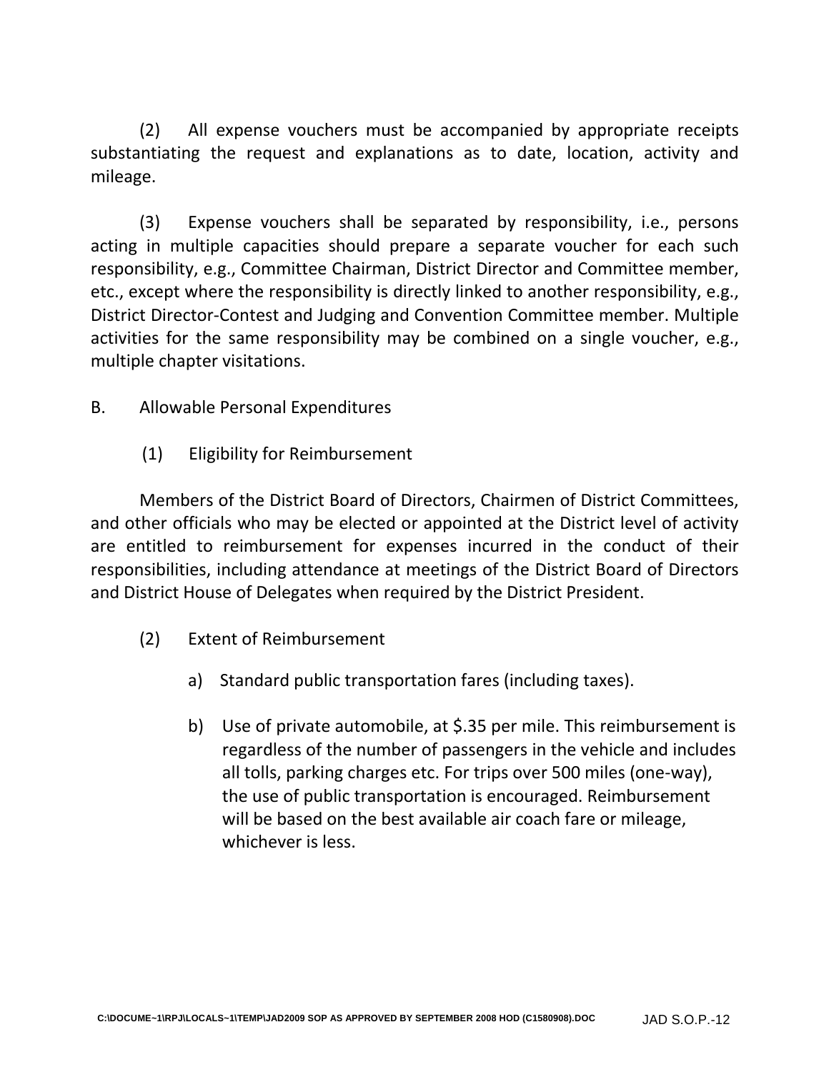(2) All expense vouchers must be accompanied by appropriate receipts substantiating the request and explanations as to date, location, activity and mileage.

(3) Expense vouchers shall be separated by responsibility, i.e., persons acting in multiple capacities should prepare a separate voucher for each such responsibility, e.g., Committee Chairman, District Director and Committee member, etc., except where the responsibility is directly linked to another responsibility, e.g., District Director-Contest and Judging and Convention Committee member. Multiple activities for the same responsibility may be combined on a single voucher, e.g., multiple chapter visitations.

B. Allowable Personal Expenditures

(1) Eligibility for Reimbursement

Members of the District Board of Directors, Chairmen of District Committees, and other officials who may be elected or appointed at the District level of activity are entitled to reimbursement for expenses incurred in the conduct of their responsibilities, including attendance at meetings of the District Board of Directors and District House of Delegates when required by the District President.

(2) Extent of Reimbursement

a) Standard public transportation fares (including taxes).

b) Use of private automobile, at $.35 per mile. This reimbursement is regardless of the number of passengers in the vehicle and includes all tolls, parking charges etc. For trips over 500 miles (one-way), the use of public transportation is encouraged. Reimbursement will be based on the best available air coach fare or mileage, whichever is less.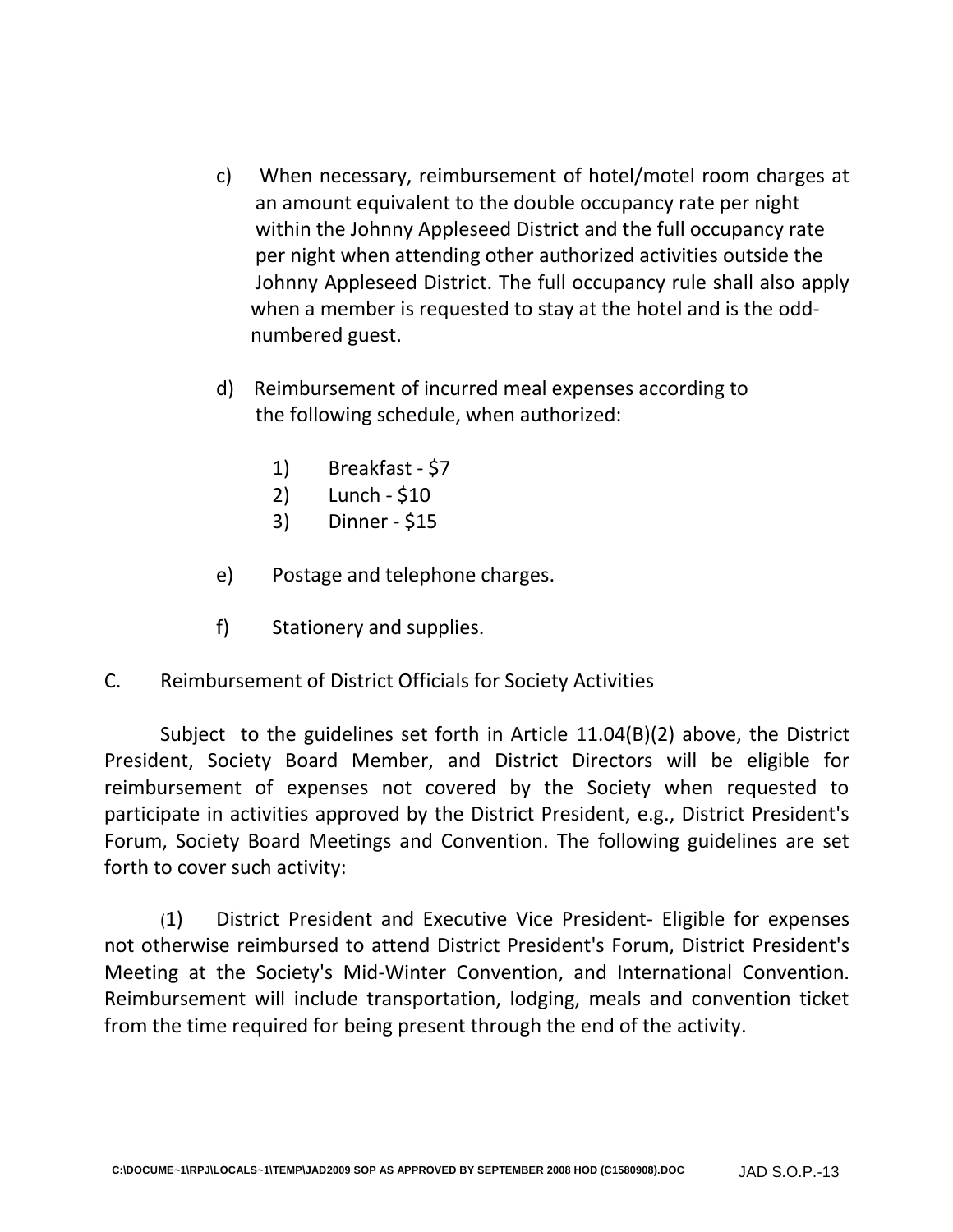c) When necessary, reimbursement of hotel/motel room charges at an amount equivalent to the double occupancy rate per night within the Johnny Appleseed District and the full occupancy rate per night when attending other authorized activities outside the Johnny Appleseed District. The full occupancy rule shall also apply when a member is requested to stay at the hotel and is the odd-numbered guest.

d) Reimbursement of incurred meal expenses according to the following schedule, when authorized:

1) Breakfast - $7
2) Lunch - $10
3) Dinner - $15

e) Postage and telephone charges.

f) Stationery and supplies.

C. Reimbursement of District Officials for Society Activities

Subject to the guidelines set forth in Article 11.04(B)(2) above, the District President, Society Board Member, and District Directors will be eligible for reimbursement of expenses not covered by the Society when requested to participate in activities approved by the District President, e.g., District President's Forum, Society Board Meetings and Convention. The following guidelines are set forth to cover such activity:

(1) District President and Executive Vice President- Eligible for expenses not otherwise reimbursed to attend District President's Forum, District President's Meeting at the Society's Mid-Winter Convention, and International Convention. Reimbursement will include transportation, lodging, meals and convention ticket from the time required for being present through the end of the activity.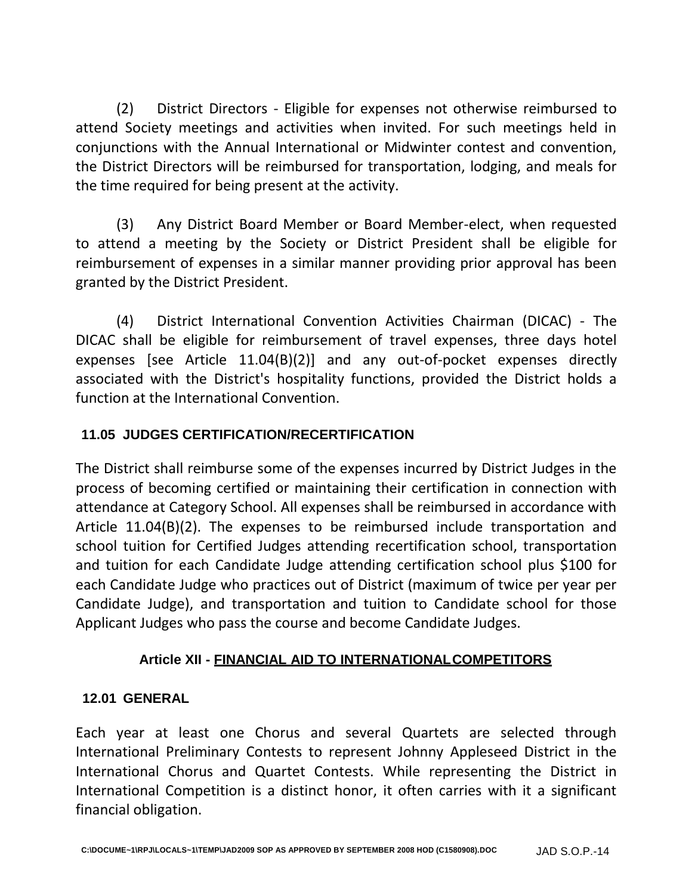(2) District Directors - Eligible for expenses not otherwise reimbursed to attend Society meetings and activities when invited. For such meetings held in conjunctions with the Annual International or Midwinter contest and convention, the District Directors will be reimbursed for transportation, lodging, and meals for the time required for being present at the activity.

(3) Any District Board Member or Board Member-elect, when requested to attend a meeting by the Society or District President shall be eligible for reimbursement of expenses in a similar manner providing prior approval has been granted by the District President.

(4) District International Convention Activities Chairman (DICAC) - The DICAC shall be eligible for reimbursement of travel expenses, three days hotel expenses [see Article 11.04(B)(2)] and any out-of-pocket expenses directly associated with the District's hospitality functions, provided the District holds a function at the International Convention.

### 11.05 JUDGES CERTIFICATION/RECERTIFICATION

The District shall reimburse some of the expenses incurred by District Judges in the process of becoming certified or maintaining their certification in connection with attendance at Category School. All expenses shall be reimbursed in accordance with Article 11.04(B)(2). The expenses to be reimbursed include transportation and school tuition for Certified Judges attending recertification school, transportation and tuition for each Candidate Judge attending certification school plus $100 for each Candidate Judge who practices out of District (maximum of twice per year per Candidate Judge), and transportation and tuition to Candidate school for those Applicant Judges who pass the course and become Candidate Judges.

## Article XII - FINANCIAL AID TO INTERNATIONAL COMPETITORS

### 12.01 GENERAL

Each year at least one Chorus and several Quartets are selected through International Preliminary Contests to represent Johnny Appleseed District in the International Chorus and Quartet Contests. While representing the District in International Competition is a distinct honor, it often carries with it a significant financial obligation.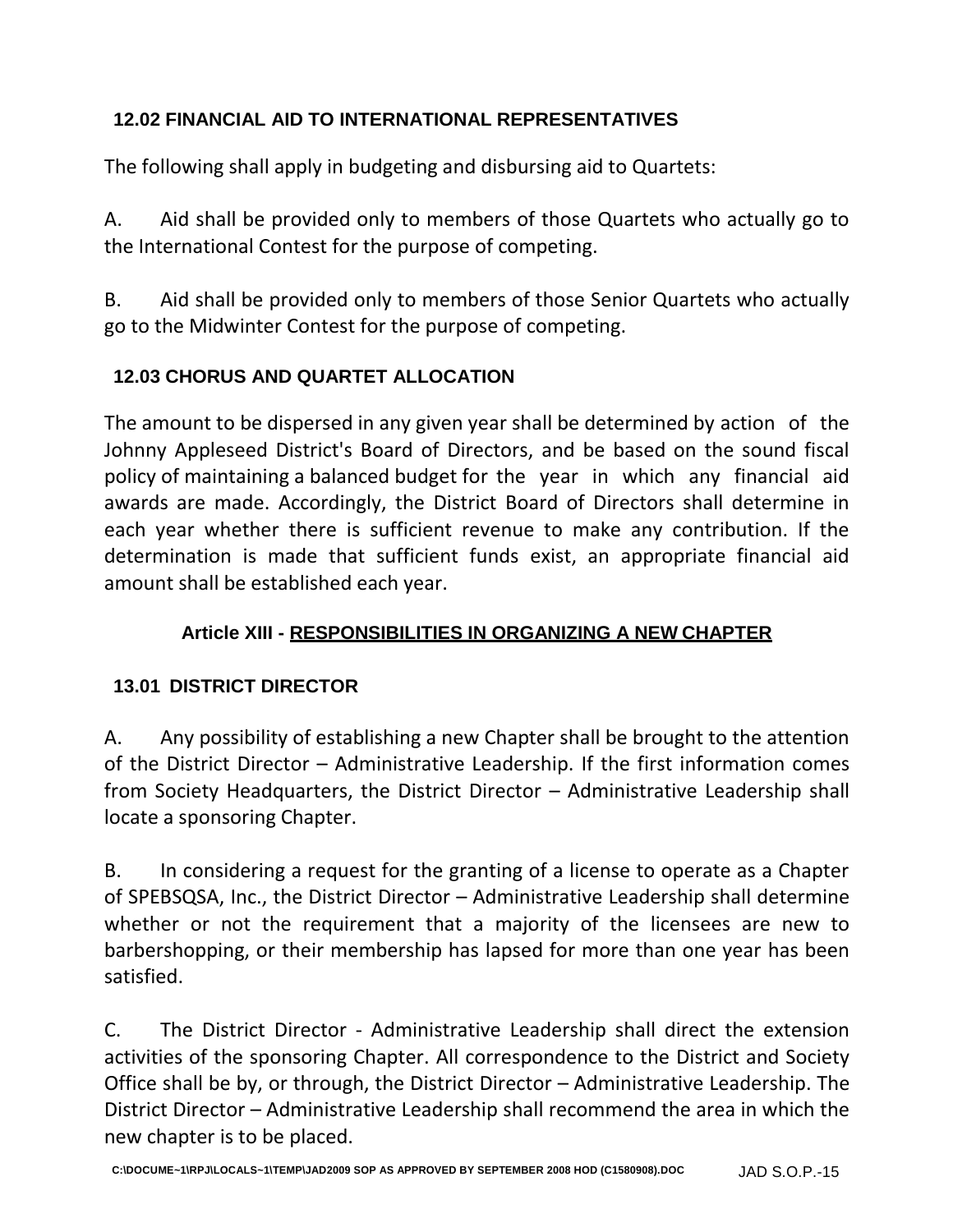### 12.02 FINANCIAL AID TO INTERNATIONAL REPRESENTATIVES

The following shall apply in budgeting and disbursing aid to Quartets:

A. Aid shall be provided only to members of those Quartets who actually go to the International Contest for the purpose of competing.

B. Aid shall be provided only to members of those Senior Quartets who actually go to the Midwinter Contest for the purpose of competing.

### 12.03 CHORUS AND QUARTET ALLOCATION

The amount to be dispersed in any given year shall be determined by action of the Johnny Appleseed District's Board of Directors, and be based on the sound fiscal policy of maintaining a balanced budget for the year in which any financial aid awards are made. Accordingly, the District Board of Directors shall determine in each year whether there is sufficient revenue to make any contribution. If the determination is made that sufficient funds exist, an appropriate financial aid amount shall be established each year.

## Article XIII - RESPONSIBILITIES IN ORGANIZING A NEW CHAPTER

### 13.01 DISTRICT DIRECTOR

A. Any possibility of establishing a new Chapter shall be brought to the attention of the District Director – Administrative Leadership. If the first information comes from Society Headquarters, the District Director – Administrative Leadership shall locate a sponsoring Chapter.

B. In considering a request for the granting of a license to operate as a Chapter of SPEBSQSA, Inc., the District Director – Administrative Leadership shall determine whether or not the requirement that a majority of the licensees are new to barbershopping, or their membership has lapsed for more than one year has been satisfied.

C. The District Director - Administrative Leadership shall direct the extension activities of the sponsoring Chapter. All correspondence to the District and Society Office shall be by, or through, the District Director – Administrative Leadership. The District Director – Administrative Leadership shall recommend the area in which the new chapter is to be placed.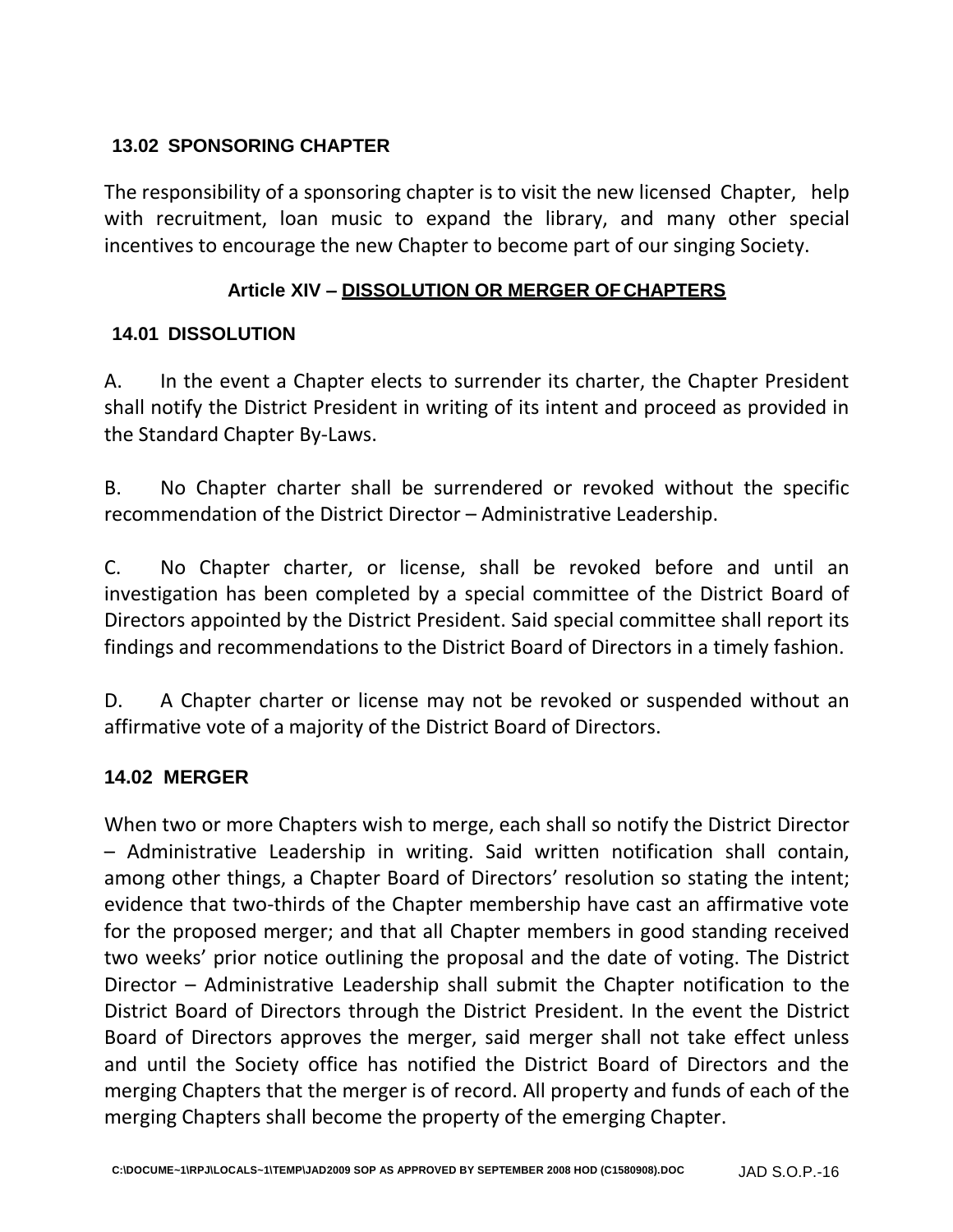### 13.02 SPONSORING CHAPTER

The responsibility of a sponsoring chapter is to visit the new licensed Chapter, help with recruitment, loan music to expand the library, and many other special incentives to encourage the new Chapter to become part of our singing Society.

## Article XIV – DISSOLUTION OR MERGER OF CHAPTERS

### 14.01 DISSOLUTION

A. In the event a Chapter elects to surrender its charter, the Chapter President shall notify the District President in writing of its intent and proceed as provided in the Standard Chapter By-Laws.

B. No Chapter charter shall be surrendered or revoked without the specific recommendation of the District Director – Administrative Leadership.

C. No Chapter charter, or license, shall be revoked before and until an investigation has been completed by a special committee of the District Board of Directors appointed by the District President. Said special committee shall report its findings and recommendations to the District Board of Directors in a timely fashion.

D. A Chapter charter or license may not be revoked or suspended without an affirmative vote of a majority of the District Board of Directors.

### 14.02 MERGER

When two or more Chapters wish to merge, each shall so notify the District Director – Administrative Leadership in writing. Said written notification shall contain, among other things, a Chapter Board of Directors' resolution so stating the intent; evidence that two-thirds of the Chapter membership have cast an affirmative vote for the proposed merger; and that all Chapter members in good standing received two weeks' prior notice outlining the proposal and the date of voting. The District Director – Administrative Leadership shall submit the Chapter notification to the District Board of Directors through the District President. In the event the District Board of Directors approves the merger, said merger shall not take effect unless and until the Society office has notified the District Board of Directors and the merging Chapters that the merger is of record. All property and funds of each of the merging Chapters shall become the property of the emerging Chapter.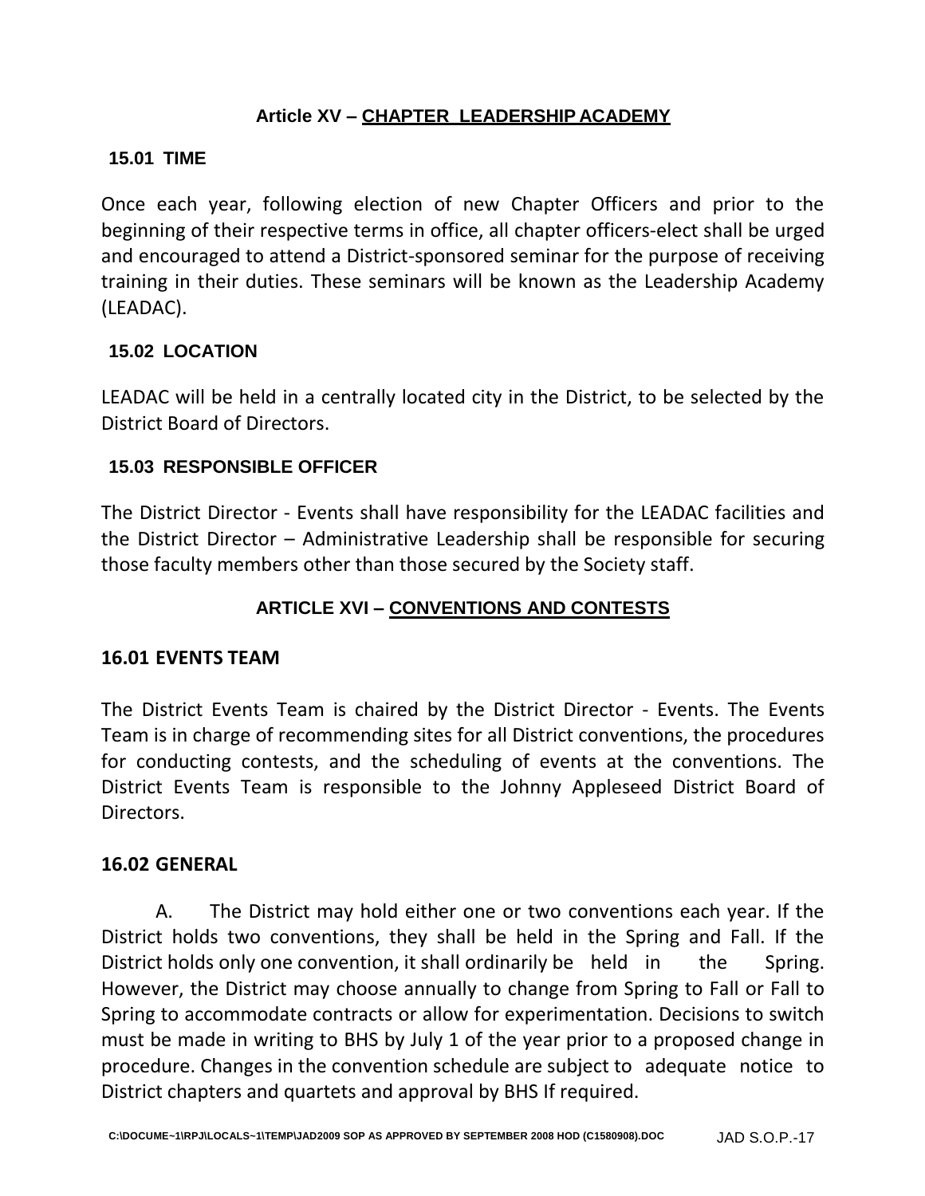## Article XV – CHAPTER LEADERSHIP ACADEMY

### 15.01 TIME

Once each year, following election of new Chapter Officers and prior to the beginning of their respective terms in office, all chapter officers-elect shall be urged and encouraged to attend a District-sponsored seminar for the purpose of receiving training in their duties. These seminars will be known as the Leadership Academy (LEADAC).

### 15.02 LOCATION

LEADAC will be held in a centrally located city in the District, to be selected by the District Board of Directors.

### 15.03 RESPONSIBLE OFFICER

The District Director - Events shall have responsibility for the LEADAC facilities and the District Director – Administrative Leadership shall be responsible for securing those faculty members other than those secured by the Society staff.

## ARTICLE XVI – CONVENTIONS AND CONTESTS

### 16.01 EVENTS TEAM

The District Events Team is chaired by the District Director - Events. The Events Team is in charge of recommending sites for all District conventions, the procedures for conducting contests, and the scheduling of events at the conventions. The District Events Team is responsible to the Johnny Appleseed District Board of Directors.

### 16.02 GENERAL

A. The District may hold either one or two conventions each year. If the District holds two conventions, they shall be held in the Spring and Fall. If the District holds only one convention, it shall ordinarily be held in the Spring. However, the District may choose annually to change from Spring to Fall or Fall to Spring to accommodate contracts or allow for experimentation. Decisions to switch must be made in writing to BHS by July 1 of the year prior to a proposed change in procedure. Changes in the convention schedule are subject to adequate notice to District chapters and quartets and approval by BHS If required.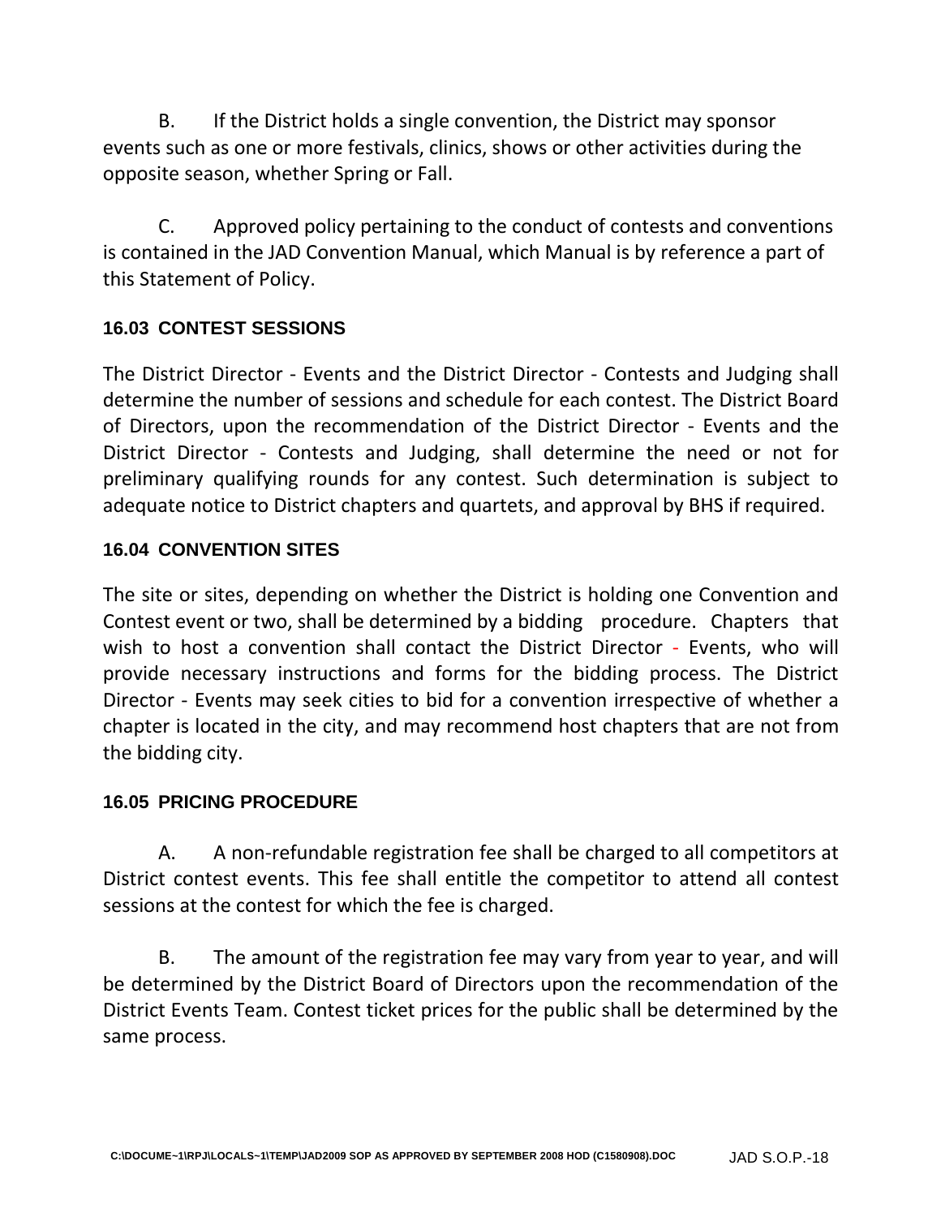B. If the District holds a single convention, the District may sponsor events such as one or more festivals, clinics, shows or other activities during the opposite season, whether Spring or Fall.

C. Approved policy pertaining to the conduct of contests and conventions is contained in the JAD Convention Manual, which Manual is by reference a part of this Statement of Policy.

### 16.03 CONTEST SESSIONS

The District Director - Events and the District Director - Contests and Judging shall determine the number of sessions and schedule for each contest. The District Board of Directors, upon the recommendation of the District Director - Events and the District Director - Contests and Judging, shall determine the need or not for preliminary qualifying rounds for any contest. Such determination is subject to adequate notice to District chapters and quartets, and approval by BHS if required.

### 16.04 CONVENTION SITES

The site or sites, depending on whether the District is holding one Convention and Contest event or two, shall be determined by a bidding procedure. Chapters that wish to host a convention shall contact the District Director - Events, who will provide necessary instructions and forms for the bidding process. The District Director - Events may seek cities to bid for a convention irrespective of whether a chapter is located in the city, and may recommend host chapters that are not from the bidding city.

### 16.05 PRICING PROCEDURE

A. A non-refundable registration fee shall be charged to all competitors at District contest events. This fee shall entitle the competitor to attend all contest sessions at the contest for which the fee is charged.

B. The amount of the registration fee may vary from year to year, and will be determined by the District Board of Directors upon the recommendation of the District Events Team. Contest ticket prices for the public shall be determined by the same process.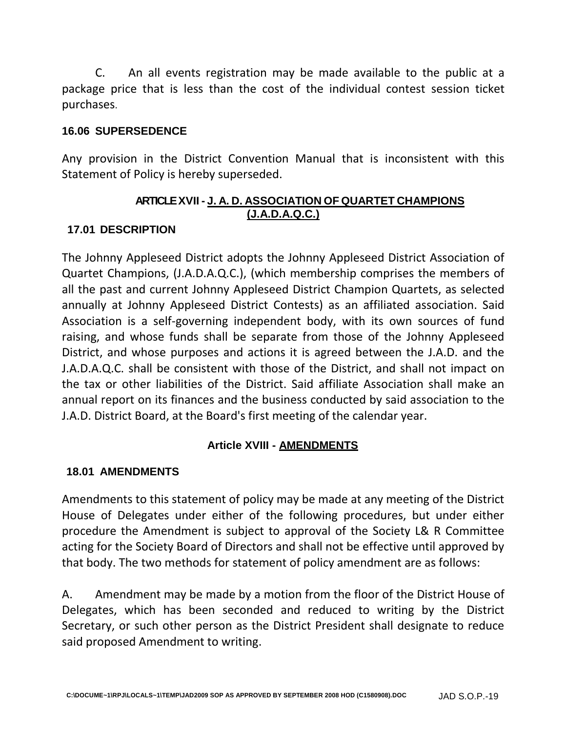C. An all events registration may be made available to the public at a package price that is less than the cost of the individual contest session ticket purchases.

### 16.06 SUPERSEDENCE

Any provision in the District Convention Manual that is inconsistent with this Statement of Policy is hereby superseded.

## ARTICLE XVII - J. A. D. ASSOCIATION OF QUARTET CHAMPIONS (J.A.D.A.Q.C.)

### 17.01 DESCRIPTION

The Johnny Appleseed District adopts the Johnny Appleseed District Association of Quartet Champions, (J.A.D.A.Q.C.), (which membership comprises the members of all the past and current Johnny Appleseed District Champion Quartets, as selected annually at Johnny Appleseed District Contests) as an affiliated association. Said Association is a self-governing independent body, with its own sources of fund raising, and whose funds shall be separate from those of the Johnny Appleseed District, and whose purposes and actions it is agreed between the J.A.D. and the J.A.D.A.Q.C. shall be consistent with those of the District, and shall not impact on the tax or other liabilities of the District. Said affiliate Association shall make an annual report on its finances and the business conducted by said association to the J.A.D. District Board, at the Board's first meeting of the calendar year.

## Article XVIII - AMENDMENTS

### 18.01 AMENDMENTS

Amendments to this statement of policy may be made at any meeting of the District House of Delegates under either of the following procedures, but under either procedure the Amendment is subject to approval of the Society L& R Committee acting for the Society Board of Directors and shall not be effective until approved by that body. The two methods for statement of policy amendment are as follows:

A. Amendment may be made by a motion from the floor of the District House of Delegates, which has been seconded and reduced to writing by the District Secretary, or such other person as the District President shall designate to reduce said proposed Amendment to writing.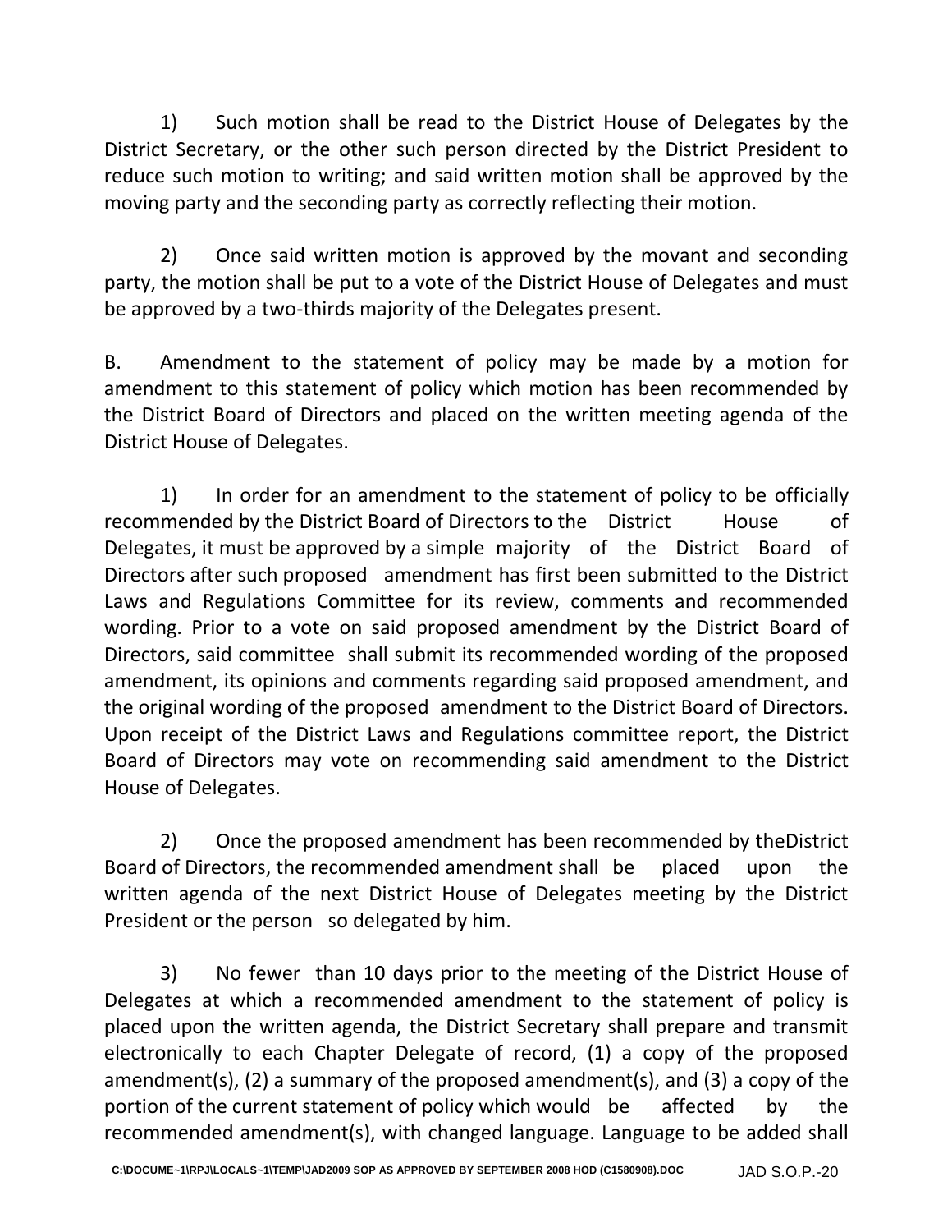1) Such motion shall be read to the District House of Delegates by the District Secretary, or the other such person directed by the District President to reduce such motion to writing; and said written motion shall be approved by the moving party and the seconding party as correctly reflecting their motion.

2) Once said written motion is approved by the movant and seconding party, the motion shall be put to a vote of the District House of Delegates and must be approved by a two-thirds majority of the Delegates present.

B. Amendment to the statement of policy may be made by a motion for amendment to this statement of policy which motion has been recommended by the District Board of Directors and placed on the written meeting agenda of the District House of Delegates.

1) In order for an amendment to the statement of policy to be officially recommended by the District Board of Directors to the District House of Delegates, it must be approved by a simple majority of the District Board of Directors after such proposed amendment has first been submitted to the District Laws and Regulations Committee for its review, comments and recommended wording. Prior to a vote on said proposed amendment by the District Board of Directors, said committee shall submit its recommended wording of the proposed amendment, its opinions and comments regarding said proposed amendment, and the original wording of the proposed amendment to the District Board of Directors. Upon receipt of the District Laws and Regulations committee report, the District Board of Directors may vote on recommending said amendment to the District House of Delegates.

2) Once the proposed amendment has been recommended by theDistrict Board of Directors, the recommended amendment shall be placed upon the written agenda of the next District House of Delegates meeting by the District President or the person so delegated by him.

3) No fewer than 10 days prior to the meeting of the District House of Delegates at which a recommended amendment to the statement of policy is placed upon the written agenda, the District Secretary shall prepare and transmit electronically to each Chapter Delegate of record, (1) a copy of the proposed amendment(s), (2) a summary of the proposed amendment(s), and (3) a copy of the portion of the current statement of policy which would be affected by the recommended amendment(s), with changed language. Language to be added shall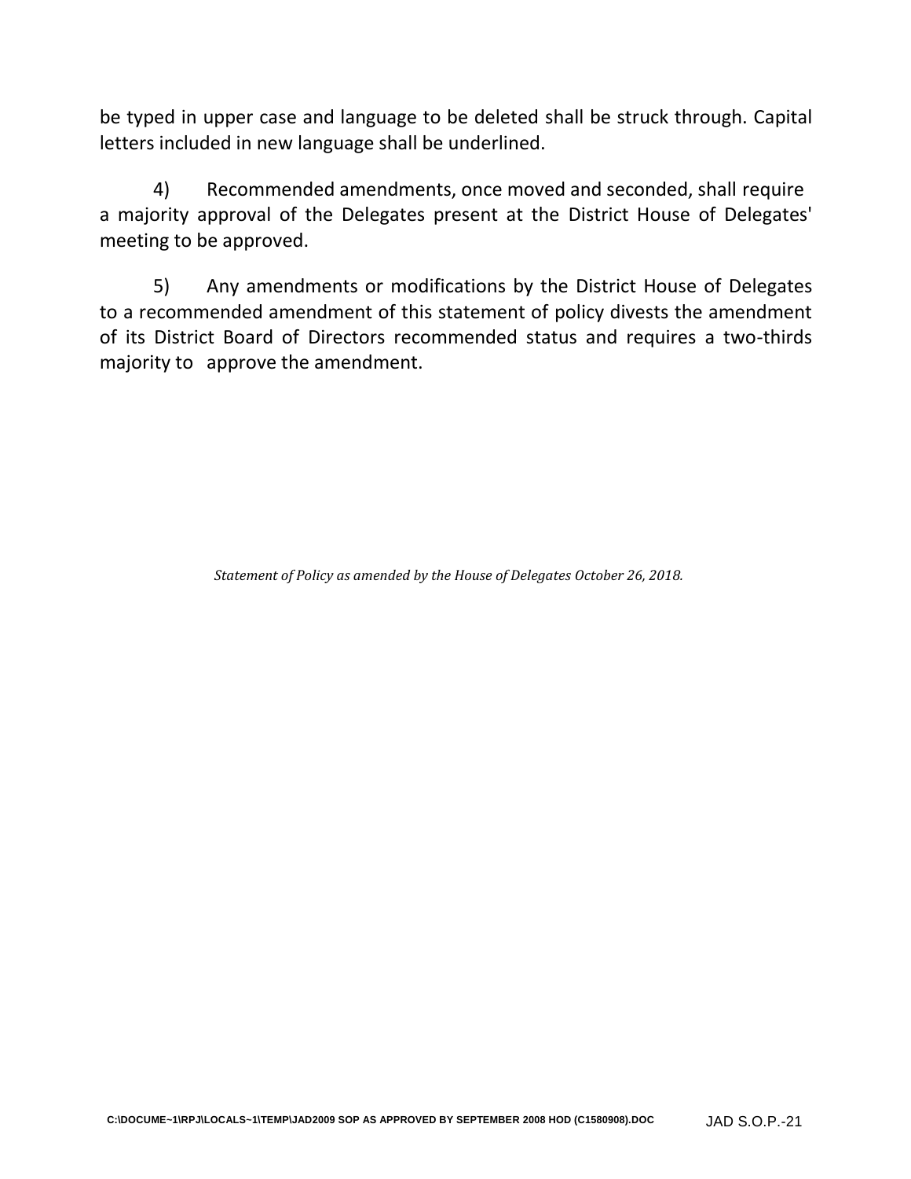be typed in upper case and language to be deleted shall be struck through. Capital letters included in new language shall be underlined.

4) Recommended amendments, once moved and seconded, shall require a majority approval of the Delegates present at the District House of Delegates' meeting to be approved.

5) Any amendments or modifications by the District House of Delegates to a recommended amendment of this statement of policy divests the amendment of its District Board of Directors recommended status and requires a two-thirds majority to approve the amendment.

*Statement of Policy as amended by the House of Delegates October 26, 2018.*